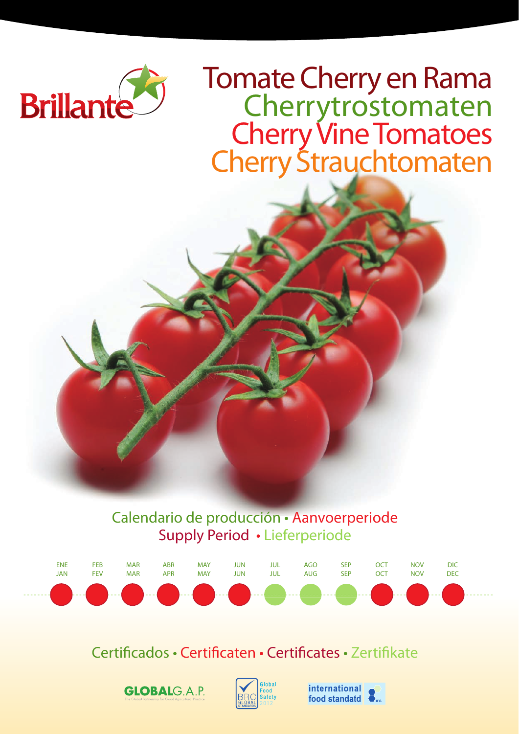Brillante

# Tomate Cherry en Rama
# Cherrytrostomaten
# Cherry Vine Tomatoes
# Cherry Strauchtomaten

## Calendario de producción • Aanvoerperiode
## Supply Period • Lieferperiode

| ENE JAN | FEB FEV | MAR MAR | ABR APR | MAY MAY | JUN JUN | JUL JUL | AGO AUG | SEP SEP | OCT OCT | NOV NOV | DIC DEC |
|---|---|---|---|---|---|---|---|---|---|---|---|
| ● (red) | ● (red) | ● (red) | ● (red) | ● (red) | ● (red) | ● (green) | ● (green) | ● (green) | ● (red) | ● (red) | ● (red) |

## Certificados • Certificaten • Certificates • Zertifikate

GLOBALG.A.P. The Global Partnership for Good Agricultural Practice

BRC Global Standards – Global Food Safety 2012

international food standatd IFS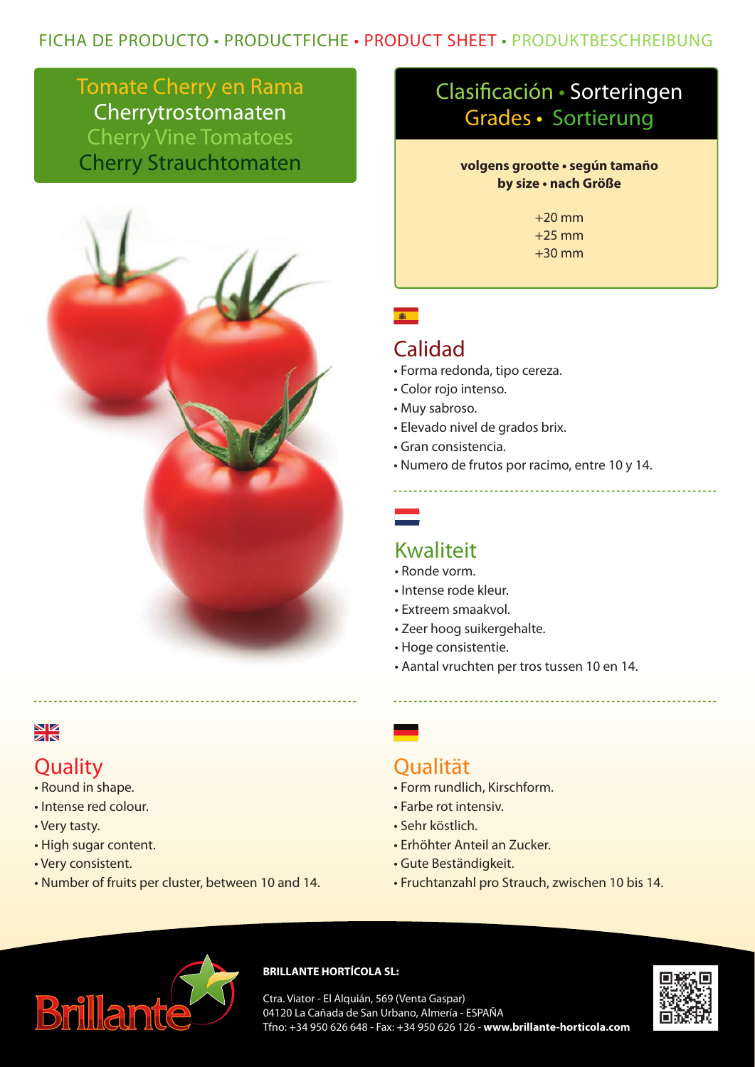FICHA DE PRODUCTO • PRODUCTFICHE • PRODUCT SHEET • PRODUKTBESCHREIBUNG

# Tomate Cherry en Rama
# Cherrytrostomaaten
# Cherry Vine Tomatoes
# Cherry Strauchtomaten

## Clasificación • Sorteringen
## Grades • Sortierung

**volgens grootte • según tamaño**
**by size • nach Größe**

+20 mm
+25 mm
+30 mm

## Calidad

- Forma redonda, tipo cereza.
- Color rojo intenso.
- Muy sabroso.
- Elevado nivel de grados brix.
- Gran consistencia.
- Numero de frutos por racimo, entre 10 y 14.

## Kwaliteit

- Ronde vorm.
- Intense rode kleur.
- Extreem smaakvol.
- Zeer hoog suikergehalte.
- Hoge consistentie.
- Aantal vruchten per tros tussen 10 en 14.

## Quality

- Round in shape.
- Intense red colour.
- Very tasty.
- High sugar content.
- Very consistent.
- Number of fruits per cluster, between 10 and 14.

## Qualität

- Form rundlich, Kirschform.
- Farbe rot intensiv.
- Sehr köstlich.
- Erhöhter Anteil an Zucker.
- Gute Beständigkeit.
- Fruchtanzahl pro Strauch, zwischen 10 bis 14.

Brillante

**BRILLANTE HORTÍCOLA SL:**

Ctra. Viator - El Alquián, 569 (Venta Gaspar)
04120 La Cañada de San Urbano, Almería - ESPAÑA
Tfno: +34 950 626 648 - Fax: +34 950 626 126 - **www.brillante-horticola.com**